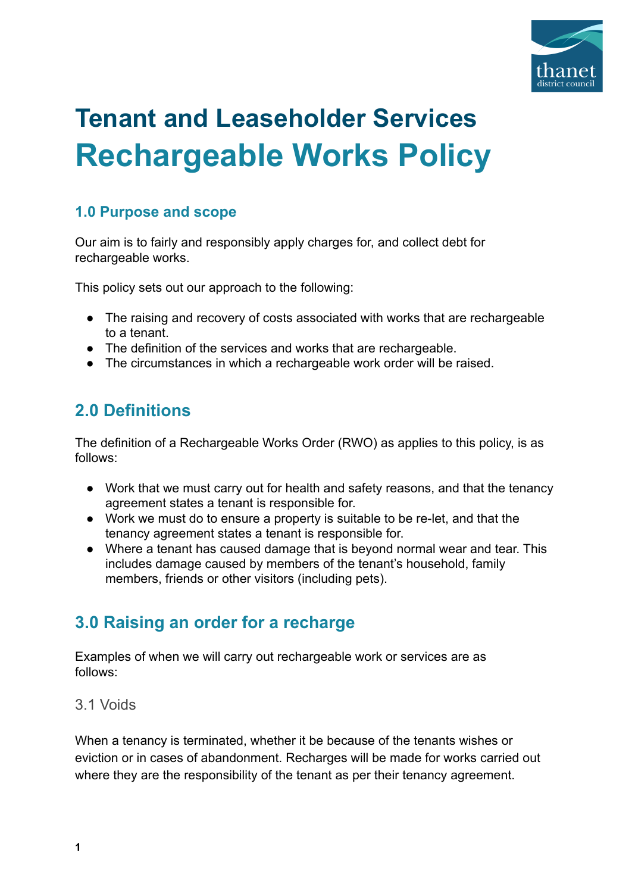# Tenant and Leaseholder Services

# Rechargeable Works Policy

### 1.0 Purpose and scope

Our aim is to fairly and responsibly apply charges for, and collect debt for rechargeable works.

This policy sets out our approach to the following:

- The raising and recovery of costs associated with works that are rechargeable to a tenant.
- The definition of the services and works that are rechargeable.
- The circumstances in which a rechargeable work order will be raised.

## 2.0 Definitions

The definition of a Rechargeable Works Order (RWO) as applies to this policy, is as follows:

- Work that we must carry out for health and safety reasons, and that the tenancy agreement states a tenant is responsible for.
- Work we must do to ensure a property is suitable to be re-let, and that the tenancy agreement states a tenant is responsible for.
- Where a tenant has caused damage that is beyond normal wear and tear. This includes damage caused by members of the tenant's household, family members, friends or other visitors (including pets).

## 3.0 Raising an order for a recharge

Examples of when we will carry out rechargeable work or services are as follows:

### 3.1 Voids

When a tenancy is terminated, whether it be because of the tenants wishes or eviction or in cases of abandonment. Recharges will be made for works carried out where they are the responsibility of the tenant as per their tenancy agreement.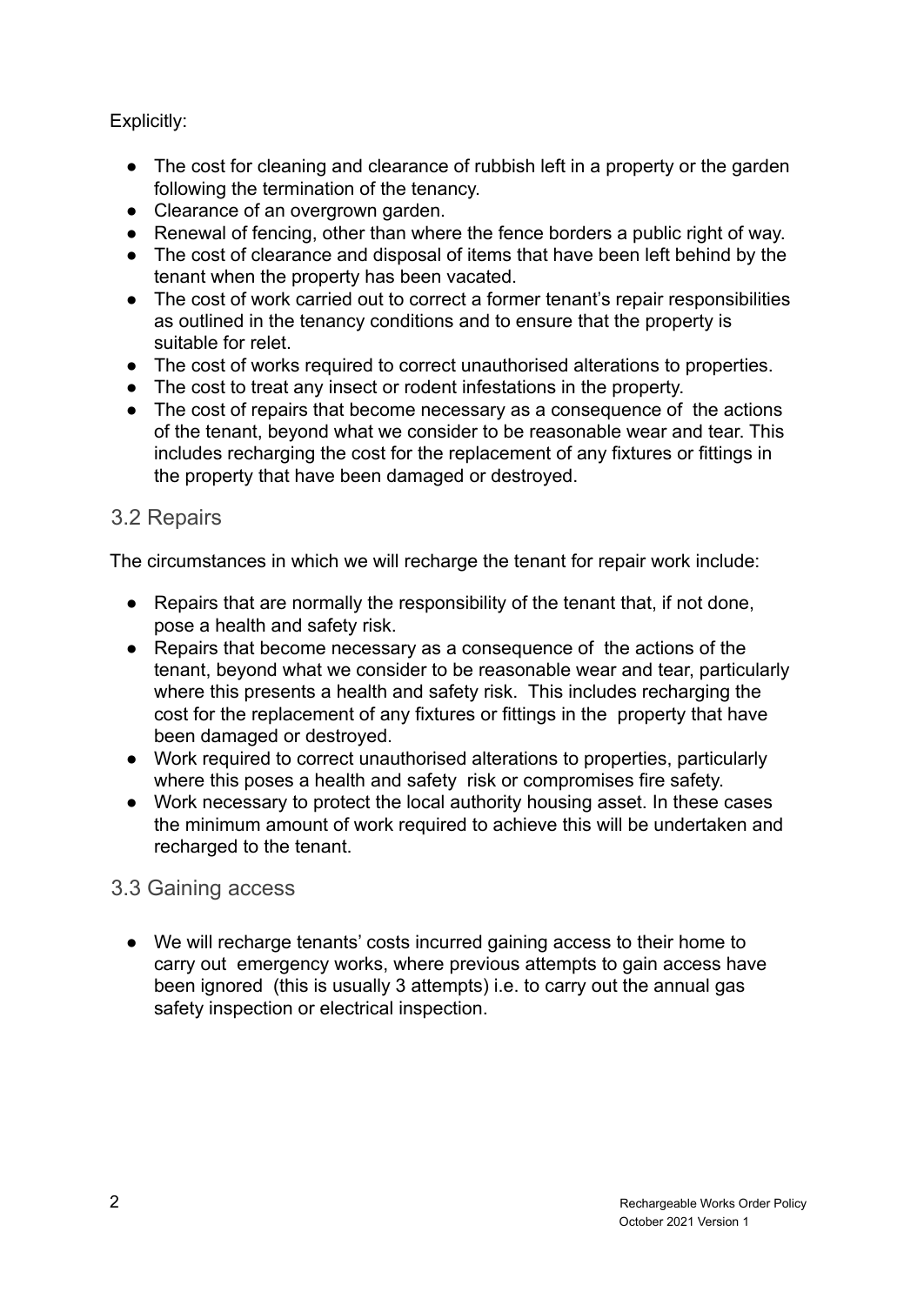Explicitly:

- The cost for cleaning and clearance of rubbish left in a property or the garden following the termination of the tenancy.
- Clearance of an overgrown garden.
- Renewal of fencing, other than where the fence borders a public right of way.
- The cost of clearance and disposal of items that have been left behind by the tenant when the property has been vacated.
- The cost of work carried out to correct a former tenant's repair responsibilities as outlined in the tenancy conditions and to ensure that the property is suitable for relet.
- The cost of works required to correct unauthorised alterations to properties.
- The cost to treat any insect or rodent infestations in the property.
- The cost of repairs that become necessary as a consequence of the actions of the tenant, beyond what we consider to be reasonable wear and tear. This includes recharging the cost for the replacement of any fixtures or fittings in the property that have been damaged or destroyed.

## 3.2 Repairs

The circumstances in which we will recharge the tenant for repair work include:

- Repairs that are normally the responsibility of the tenant that, if not done, pose a health and safety risk.
- Repairs that become necessary as a consequence of the actions of the tenant, beyond what we consider to be reasonable wear and tear, particularly where this presents a health and safety risk. This includes recharging the cost for the replacement of any fixtures or fittings in the property that have been damaged or destroyed.
- Work required to correct unauthorised alterations to properties, particularly where this poses a health and safety risk or compromises fire safety.
- Work necessary to protect the local authority housing asset. In these cases the minimum amount of work required to achieve this will be undertaken and recharged to the tenant.

## 3.3 Gaining access

- We will recharge tenants' costs incurred gaining access to their home to carry out emergency works, where previous attempts to gain access have been ignored (this is usually 3 attempts) i.e. to carry out the annual gas safety inspection or electrical inspection.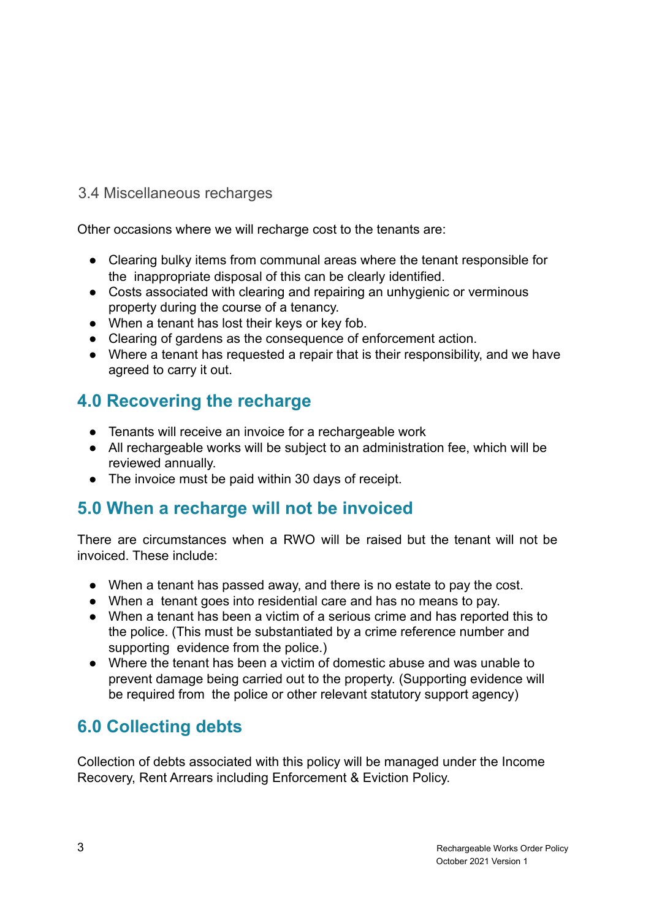### 3.4 Miscellaneous recharges

Other occasions where we will recharge cost to the tenants are:

- Clearing bulky items from communal areas where the tenant responsible for the inappropriate disposal of this can be clearly identified.
- Costs associated with clearing and repairing an unhygienic or verminous property during the course of a tenancy.
- When a tenant has lost their keys or key fob.
- Clearing of gardens as the consequence of enforcement action.
- Where a tenant has requested a repair that is their responsibility, and we have agreed to carry it out.

## 4.0 Recovering the recharge

- Tenants will receive an invoice for a rechargeable work
- All rechargeable works will be subject to an administration fee, which will be reviewed annually.
- The invoice must be paid within 30 days of receipt.

## 5.0 When a recharge will not be invoiced

There are circumstances when a RWO will be raised but the tenant will not be invoiced. These include:

- When a tenant has passed away, and there is no estate to pay the cost.
- When a tenant goes into residential care and has no means to pay.
- When a tenant has been a victim of a serious crime and has reported this to the police. (This must be substantiated by a crime reference number and supporting evidence from the police.)
- Where the tenant has been a victim of domestic abuse and was unable to prevent damage being carried out to the property. (Supporting evidence will be required from the police or other relevant statutory support agency)

## 6.0 Collecting debts

Collection of debts associated with this policy will be managed under the Income Recovery, Rent Arrears including Enforcement & Eviction Policy.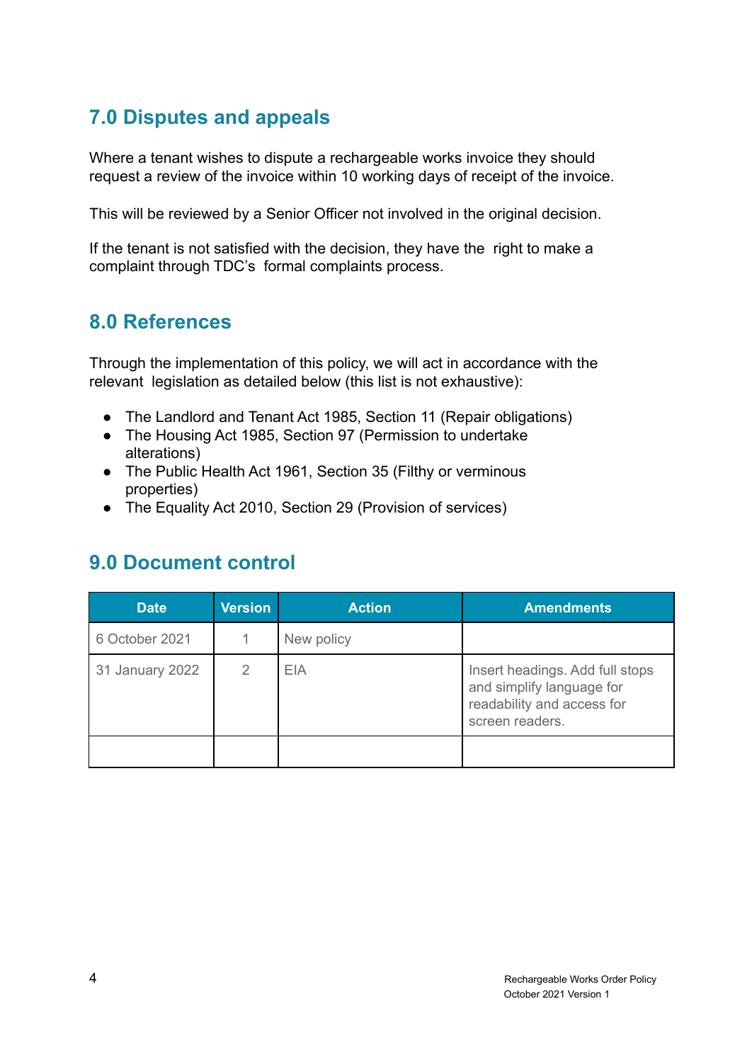## 7.0 Disputes and appeals

Where a tenant wishes to dispute a rechargeable works invoice they should request a review of the invoice within 10 working days of receipt of the invoice.

This will be reviewed by a Senior Officer not involved in the original decision.

If the tenant is not satisfied with the decision, they have the right to make a complaint through TDC's formal complaints process.

## 8.0 References

Through the implementation of this policy, we will act in accordance with the relevant legislation as detailed below (this list is not exhaustive):

- The Landlord and Tenant Act 1985, Section 11 (Repair obligations)
- The Housing Act 1985, Section 97 (Permission to undertake alterations)
- The Public Health Act 1961, Section 35 (Filthy or verminous properties)
- The Equality Act 2010, Section 29 (Provision of services)

## 9.0 Document control

| Date | Version | Action | Amendments |
|---|---|---|---|
| 6 October 2021 | 1 | New policy | |
| 31 January 2022 | 2 | EIA | Insert headings. Add full stops and simplify language for readability and access for screen readers. |
| | | | |